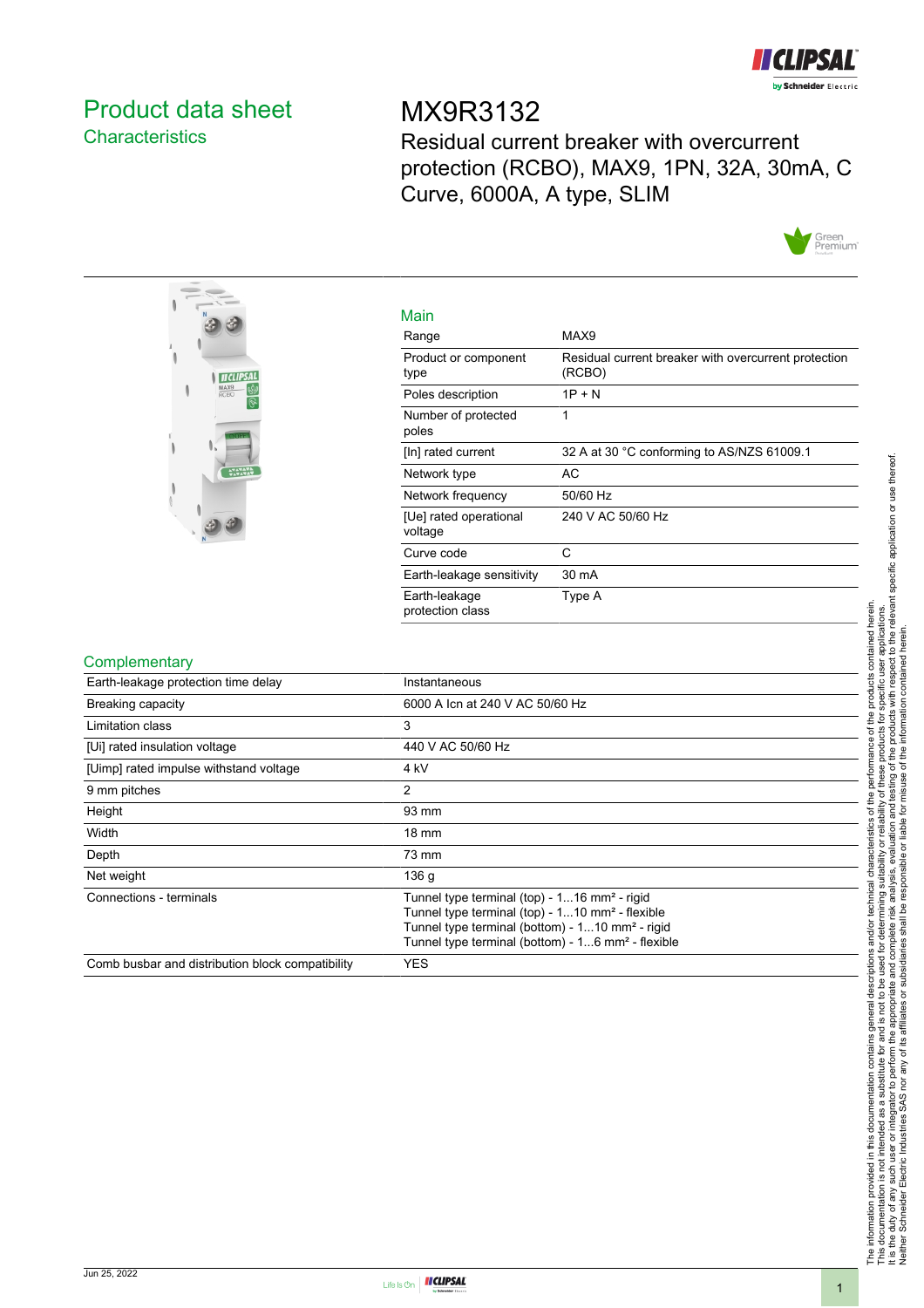# Product data sheet

## Characteristics

# MX9R3132

Residual current breaker with overcurrent protection (RCBO), MAX9, 1PN, 32A, 30mA, C Curve, 6000A, A type, SLIM

### Main

| | |
|---|---|
| Range | MAX9 |
| Product or component type | Residual current breaker with overcurrent protection (RCBO) |
| Poles description | 1P + N |
| Number of protected poles | 1 |
| [In] rated current | 32 A at 30 °C conforming to AS/NZS 61009.1 |
| Network type | AC |
| Network frequency | 50/60 Hz |
| [Ue] rated operational voltage | 240 V AC 50/60 Hz |
| Curve code | C |
| Earth-leakage sensitivity | 30 mA |
| Earth-leakage protection class | Type A |

### Complementary

| | |
|---|---|
| Earth-leakage protection time delay | Instantaneous |
| Breaking capacity | 6000 A Icn at 240 V AC 50/60 Hz |
| Limitation class | 3 |
| [Ui] rated insulation voltage | 440 V AC 50/60 Hz |
| [Uimp] rated impulse withstand voltage | 4 kV |
| 9 mm pitches | 2 |
| Height | 93 mm |
| Width | 18 mm |
| Depth | 73 mm |
| Net weight | 136 g |
| Connections - terminals | Tunnel type terminal (top) - 1...16 mm² - rigid<br>Tunnel type terminal (top) - 1...10 mm² - flexible<br>Tunnel type terminal (bottom) - 1...10 mm² - rigid<br>Tunnel type terminal (bottom) - 1...6 mm² - flexible |
| Comb busbar and distribution block compatibility | YES |

The information provided in this documentation contains general descriptions and/or technical characteristics of the performance of the products contained herein. This documentation is not intended as a substitute for and is not to be used for determining suitability or reliability of these products for specific user applications. It is the duty of any such user or integrator to perform the appropriate and complete risk analysis, evaluation and testing of the products with respect to the relevant specific application or use thereof. Neither Schneider Electric Industries SAS nor any of its affiliates or subsidiaries shall be responsible or liable for misuse of the information contained herein.

Jun 25, 2022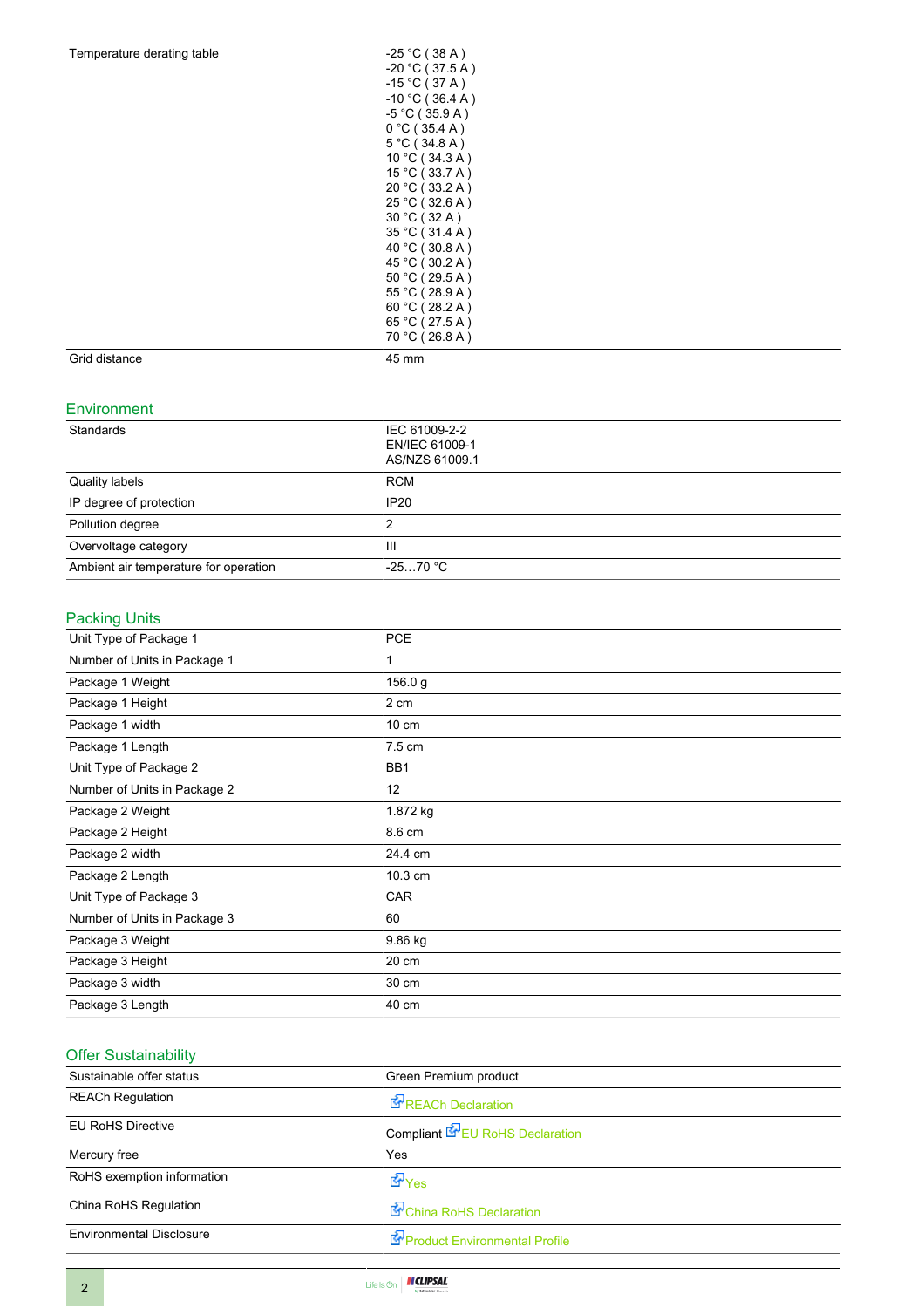| | |
|---|---|
| Temperature derating table | -25 °C ( 38 A )<br>-20 °C ( 37.5 A )<br>-15 °C ( 37 A )<br>-10 °C ( 36.4 A )<br>-5 °C ( 35.9 A )<br>0 °C ( 35.4 A )<br>5 °C ( 34.8 A )<br>10 °C ( 34.3 A )<br>15 °C ( 33.7 A )<br>20 °C ( 33.2 A )<br>25 °C ( 32.6 A )<br>30 °C ( 32 A )<br>35 °C ( 31.4 A )<br>40 °C ( 30.8 A )<br>45 °C ( 30.2 A )<br>50 °C ( 29.5 A )<br>55 °C ( 28.9 A )<br>60 °C ( 28.2 A )<br>65 °C ( 27.5 A )<br>70 °C ( 26.8 A ) |
| Grid distance | 45 mm |

## Environment

| | |
|---|---|
| Standards | IEC 61009-2-2<br>EN/IEC 61009-1<br>AS/NZS 61009.1 |
| Quality labels | RCM |
| IP degree of protection | IP20 |
| Pollution degree | 2 |
| Overvoltage category | III |
| Ambient air temperature for operation | -25…70 °C |

## Packing Units

| | |
|---|---|
| Unit Type of Package 1 | PCE |
| Number of Units in Package 1 | 1 |
| Package 1 Weight | 156.0 g |
| Package 1 Height | 2 cm |
| Package 1 width | 10 cm |
| Package 1 Length | 7.5 cm |
| Unit Type of Package 2 | BB1 |
| Number of Units in Package 2 | 12 |
| Package 2 Weight | 1.872 kg |
| Package 2 Height | 8.6 cm |
| Package 2 width | 24.4 cm |
| Package 2 Length | 10.3 cm |
| Unit Type of Package 3 | CAR |
| Number of Units in Package 3 | 60 |
| Package 3 Weight | 9.86 kg |
| Package 3 Height | 20 cm |
| Package 3 width | 30 cm |
| Package 3 Length | 40 cm |

## Offer Sustainability

| | |
|---|---|
| Sustainable offer status | Green Premium product |
| REACh Regulation | REACh Declaration |
| EU RoHS Directive | Compliant EU RoHS Declaration |
| Mercury free | Yes |
| RoHS exemption information | Yes |
| China RoHS Regulation | China RoHS Declaration |
| Environmental Disclosure | Product Environmental Profile |